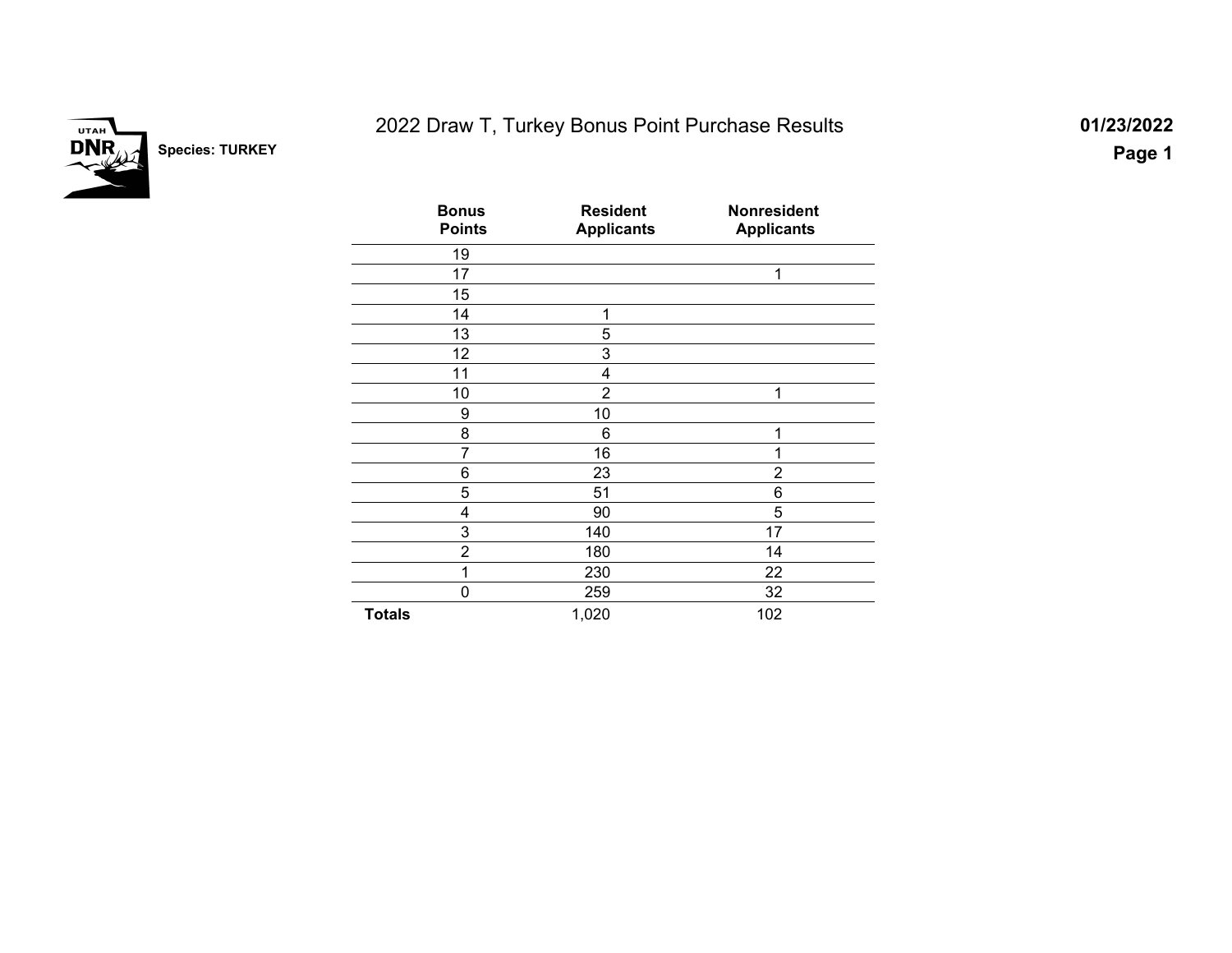# 2022 Draw T, Turkey Bonus Point Purchase Results

**Species: TURKEY**

**01/23/2022**

| Bonus Points | Resident Applicants | Nonresident Applicants |
|---|---|---|
| 19 | | |
| 17 | | 1 |
| 15 | | |
| 14 | 1 | |
| 13 | 5 | |
| 12 | 3 | |
| 11 | 4 | |
| 10 | 2 | 1 |
| 9 | 10 | |
| 8 | 6 | 1 |
| 7 | 16 | 1 |
| 6 | 23 | 2 |
| 5 | 51 | 6 |
| 4 | 90 | 5 |
| 3 | 140 | 17 |
| 2 | 180 | 14 |
| 1 | 230 | 22 |
| 0 | 259 | 32 |
| **Totals** | 1,020 | 102 |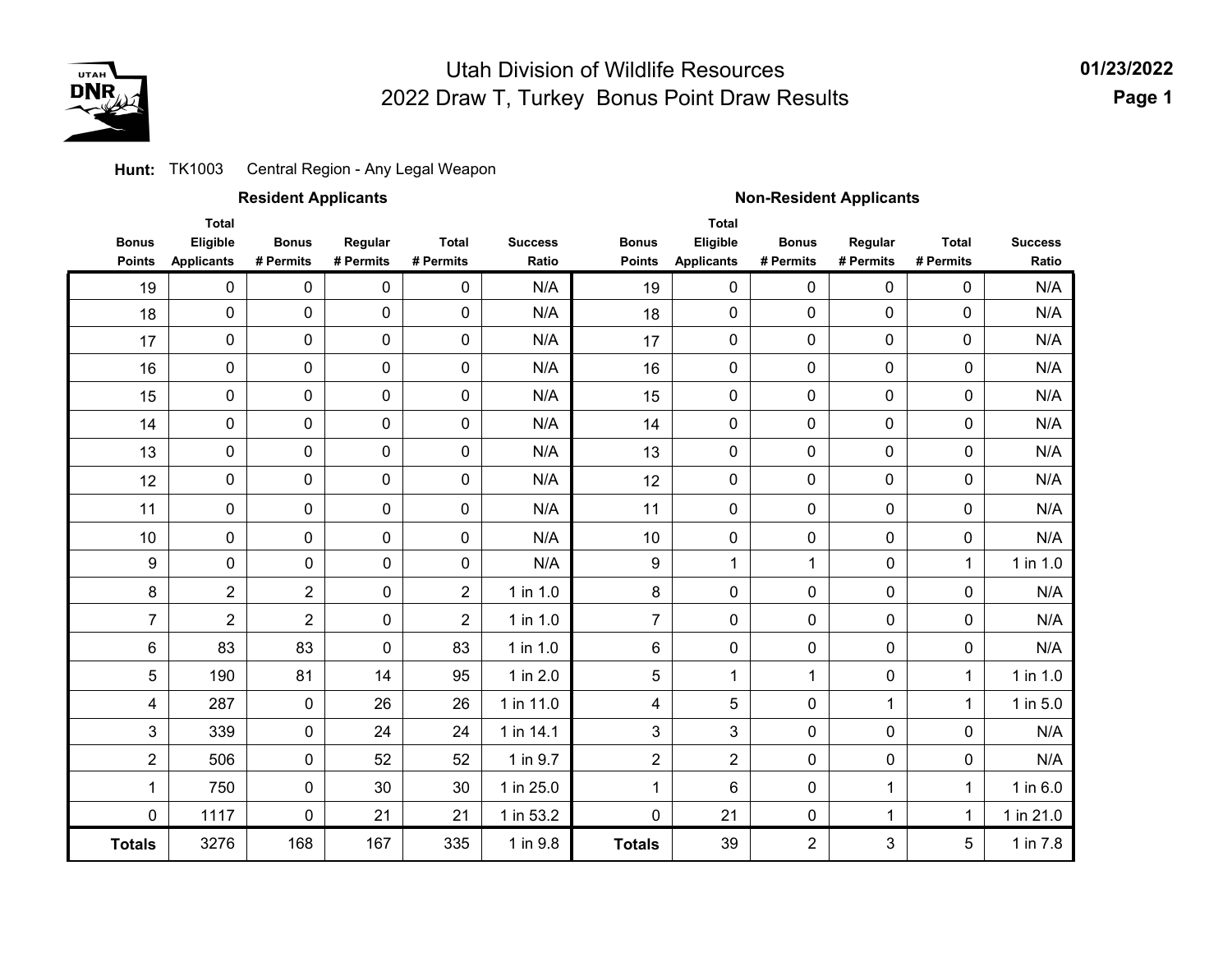# Utah Division of Wildlife Resources
## 2022 Draw T, Turkey Bonus Point Draw Results

01/23/2022

**Hunt:** TK1003 Central Region - Any Legal Weapon

| Resident Applicants | | | | | | Non-Resident Applicants | | | | | |
|---|---|---|---|---|---|---|---|---|---|---|---|
| Bonus Points | Total Eligible Applicants | Bonus # Permits | Regular # Permits | Total # Permits | Success Ratio | Bonus Points | Total Eligible Applicants | Bonus # Permits | Regular # Permits | Total # Permits | Success Ratio |
| 19 | 0 | 0 | 0 | 0 | N/A | 19 | 0 | 0 | 0 | 0 | N/A |
| 18 | 0 | 0 | 0 | 0 | N/A | 18 | 0 | 0 | 0 | 0 | N/A |
| 17 | 0 | 0 | 0 | 0 | N/A | 17 | 0 | 0 | 0 | 0 | N/A |
| 16 | 0 | 0 | 0 | 0 | N/A | 16 | 0 | 0 | 0 | 0 | N/A |
| 15 | 0 | 0 | 0 | 0 | N/A | 15 | 0 | 0 | 0 | 0 | N/A |
| 14 | 0 | 0 | 0 | 0 | N/A | 14 | 0 | 0 | 0 | 0 | N/A |
| 13 | 0 | 0 | 0 | 0 | N/A | 13 | 0 | 0 | 0 | 0 | N/A |
| 12 | 0 | 0 | 0 | 0 | N/A | 12 | 0 | 0 | 0 | 0 | N/A |
| 11 | 0 | 0 | 0 | 0 | N/A | 11 | 0 | 0 | 0 | 0 | N/A |
| 10 | 0 | 0 | 0 | 0 | N/A | 10 | 0 | 0 | 0 | 0 | N/A |
| 9 | 0 | 0 | 0 | 0 | N/A | 9 | 1 | 1 | 0 | 1 | 1 in 1.0 |
| 8 | 2 | 2 | 0 | 2 | 1 in 1.0 | 8 | 0 | 0 | 0 | 0 | N/A |
| 7 | 2 | 2 | 0 | 2 | 1 in 1.0 | 7 | 0 | 0 | 0 | 0 | N/A |
| 6 | 83 | 83 | 0 | 83 | 1 in 1.0 | 6 | 0 | 0 | 0 | 0 | N/A |
| 5 | 190 | 81 | 14 | 95 | 1 in 2.0 | 5 | 1 | 1 | 0 | 1 | 1 in 1.0 |
| 4 | 287 | 0 | 26 | 26 | 1 in 11.0 | 4 | 5 | 0 | 1 | 1 | 1 in 5.0 |
| 3 | 339 | 0 | 24 | 24 | 1 in 14.1 | 3 | 3 | 0 | 0 | 0 | N/A |
| 2 | 506 | 0 | 52 | 52 | 1 in 9.7 | 2 | 2 | 0 | 0 | 0 | N/A |
| 1 | 750 | 0 | 30 | 30 | 1 in 25.0 | 1 | 6 | 0 | 1 | 1 | 1 in 6.0 |
| 0 | 1117 | 0 | 21 | 21 | 1 in 53.2 | 0 | 21 | 0 | 1 | 1 | 1 in 21.0 |
| **Totals** | 3276 | 168 | 167 | 335 | 1 in 9.8 | **Totals** | 39 | 2 | 3 | 5 | 1 in 7.8 |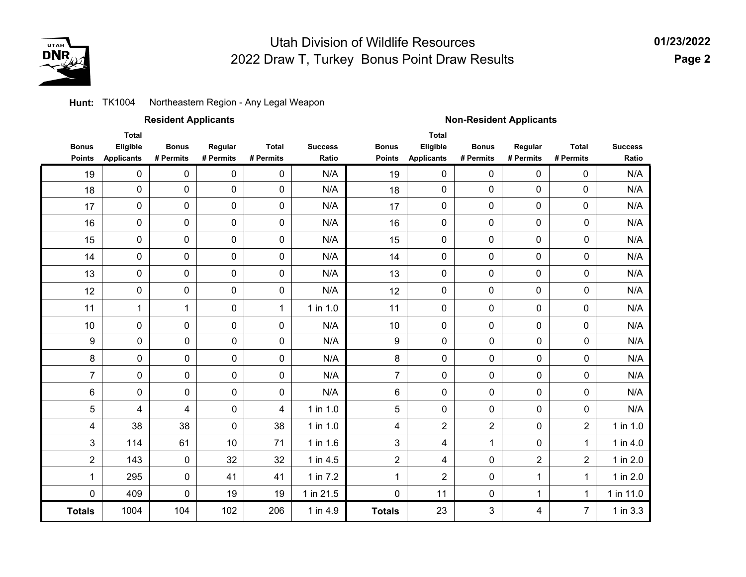# Utah Division of Wildlife Resources
## 2022 Draw T, Turkey Bonus Point Draw Results

01/23/2022

**Hunt:** TK1004 Northeastern Region - Any Legal Weapon

| Resident Applicants | | | | | | Non-Resident Applicants | | | | | |
|---|---|---|---|---|---|---|---|---|---|---|---|
| **Bonus Points** | **Total Eligible Applicants** | **Bonus # Permits** | **Regular # Permits** | **Total # Permits** | **Success Ratio** | **Bonus Points** | **Total Eligible Applicants** | **Bonus # Permits** | **Regular # Permits** | **Total # Permits** | **Success Ratio** |
| 19 | 0 | 0 | 0 | 0 | N/A | 19 | 0 | 0 | 0 | 0 | N/A |
| 18 | 0 | 0 | 0 | 0 | N/A | 18 | 0 | 0 | 0 | 0 | N/A |
| 17 | 0 | 0 | 0 | 0 | N/A | 17 | 0 | 0 | 0 | 0 | N/A |
| 16 | 0 | 0 | 0 | 0 | N/A | 16 | 0 | 0 | 0 | 0 | N/A |
| 15 | 0 | 0 | 0 | 0 | N/A | 15 | 0 | 0 | 0 | 0 | N/A |
| 14 | 0 | 0 | 0 | 0 | N/A | 14 | 0 | 0 | 0 | 0 | N/A |
| 13 | 0 | 0 | 0 | 0 | N/A | 13 | 0 | 0 | 0 | 0 | N/A |
| 12 | 0 | 0 | 0 | 0 | N/A | 12 | 0 | 0 | 0 | 0 | N/A |
| 11 | 1 | 1 | 0 | 1 | 1 in 1.0 | 11 | 0 | 0 | 0 | 0 | N/A |
| 10 | 0 | 0 | 0 | 0 | N/A | 10 | 0 | 0 | 0 | 0 | N/A |
| 9 | 0 | 0 | 0 | 0 | N/A | 9 | 0 | 0 | 0 | 0 | N/A |
| 8 | 0 | 0 | 0 | 0 | N/A | 8 | 0 | 0 | 0 | 0 | N/A |
| 7 | 0 | 0 | 0 | 0 | N/A | 7 | 0 | 0 | 0 | 0 | N/A |
| 6 | 0 | 0 | 0 | 0 | N/A | 6 | 0 | 0 | 0 | 0 | N/A |
| 5 | 4 | 4 | 0 | 4 | 1 in 1.0 | 5 | 0 | 0 | 0 | 0 | N/A |
| 4 | 38 | 38 | 0 | 38 | 1 in 1.0 | 4 | 2 | 2 | 0 | 2 | 1 in 1.0 |
| 3 | 114 | 61 | 10 | 71 | 1 in 1.6 | 3 | 4 | 1 | 0 | 1 | 1 in 4.0 |
| 2 | 143 | 0 | 32 | 32 | 1 in 4.5 | 2 | 4 | 0 | 2 | 2 | 1 in 2.0 |
| 1 | 295 | 0 | 41 | 41 | 1 in 7.2 | 1 | 2 | 0 | 1 | 1 | 1 in 2.0 |
| 0 | 409 | 0 | 19 | 19 | 1 in 21.5 | 0 | 11 | 0 | 1 | 1 | 1 in 11.0 |
| **Totals** | 1004 | 104 | 102 | 206 | 1 in 4.9 | **Totals** | 23 | 3 | 4 | 7 | 1 in 3.3 |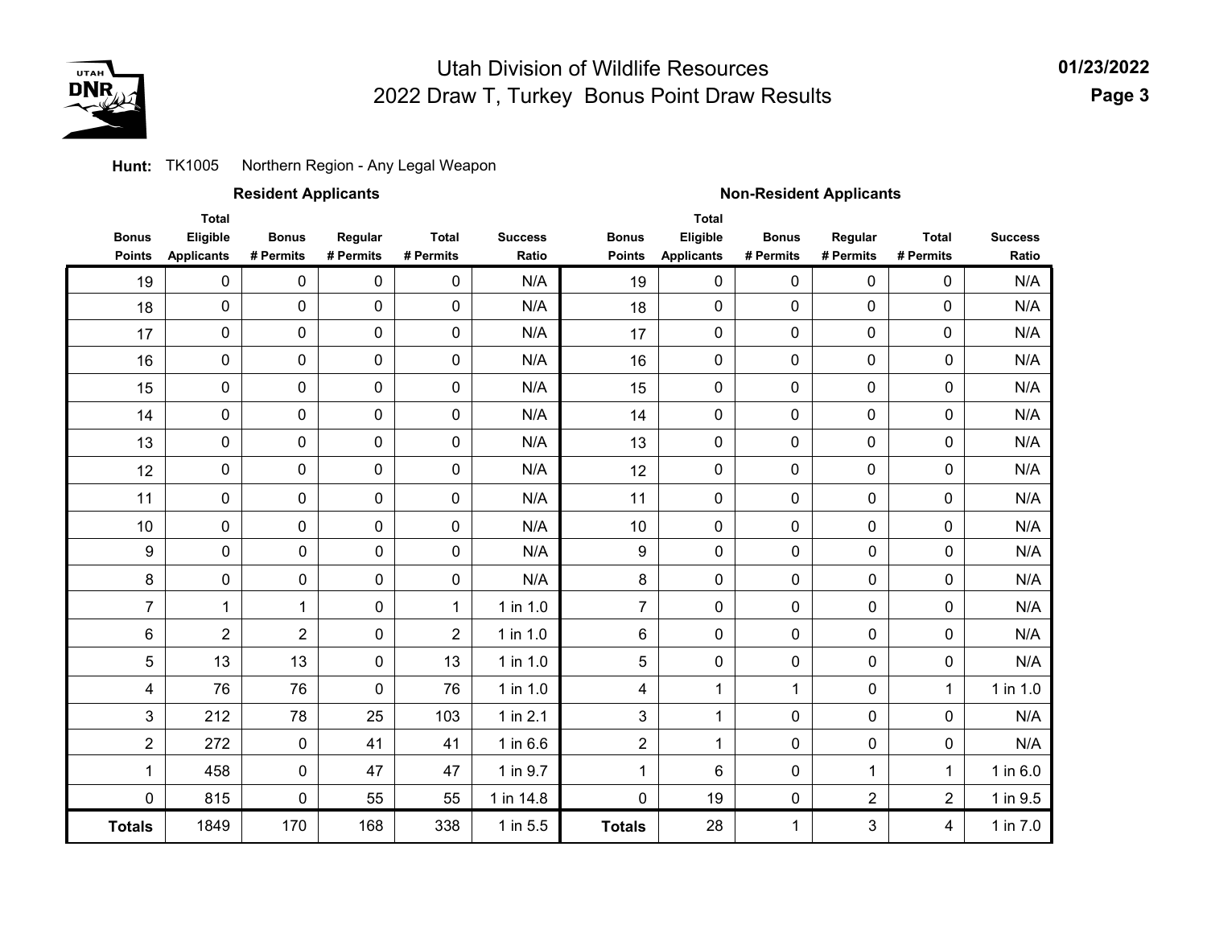# Utah Division of Wildlife Resources
## 2022 Draw T, Turkey Bonus Point Draw Results

**Hunt:** TK1005 Northern Region - Any Legal Weapon

| Resident Applicants | | | | | | Non-Resident Applicants | | | | | |
|---|---|---|---|---|---|---|---|---|---|---|---|
| Bonus Points | Total Eligible Applicants | Bonus # Permits | Regular # Permits | Total # Permits | Success Ratio | Bonus Points | Total Eligible Applicants | Bonus # Permits | Regular # Permits | Total # Permits | Success Ratio |
| 19 | 0 | 0 | 0 | 0 | N/A | 19 | 0 | 0 | 0 | 0 | N/A |
| 18 | 0 | 0 | 0 | 0 | N/A | 18 | 0 | 0 | 0 | 0 | N/A |
| 17 | 0 | 0 | 0 | 0 | N/A | 17 | 0 | 0 | 0 | 0 | N/A |
| 16 | 0 | 0 | 0 | 0 | N/A | 16 | 0 | 0 | 0 | 0 | N/A |
| 15 | 0 | 0 | 0 | 0 | N/A | 15 | 0 | 0 | 0 | 0 | N/A |
| 14 | 0 | 0 | 0 | 0 | N/A | 14 | 0 | 0 | 0 | 0 | N/A |
| 13 | 0 | 0 | 0 | 0 | N/A | 13 | 0 | 0 | 0 | 0 | N/A |
| 12 | 0 | 0 | 0 | 0 | N/A | 12 | 0 | 0 | 0 | 0 | N/A |
| 11 | 0 | 0 | 0 | 0 | N/A | 11 | 0 | 0 | 0 | 0 | N/A |
| 10 | 0 | 0 | 0 | 0 | N/A | 10 | 0 | 0 | 0 | 0 | N/A |
| 9 | 0 | 0 | 0 | 0 | N/A | 9 | 0 | 0 | 0 | 0 | N/A |
| 8 | 0 | 0 | 0 | 0 | N/A | 8 | 0 | 0 | 0 | 0 | N/A |
| 7 | 1 | 1 | 0 | 1 | 1 in 1.0 | 7 | 0 | 0 | 0 | 0 | N/A |
| 6 | 2 | 2 | 0 | 2 | 1 in 1.0 | 6 | 0 | 0 | 0 | 0 | N/A |
| 5 | 13 | 13 | 0 | 13 | 1 in 1.0 | 5 | 0 | 0 | 0 | 0 | N/A |
| 4 | 76 | 76 | 0 | 76 | 1 in 1.0 | 4 | 1 | 1 | 0 | 1 | 1 in 1.0 |
| 3 | 212 | 78 | 25 | 103 | 1 in 2.1 | 3 | 1 | 0 | 0 | 0 | N/A |
| 2 | 272 | 0 | 41 | 41 | 1 in 6.6 | 2 | 1 | 0 | 0 | 0 | N/A |
| 1 | 458 | 0 | 47 | 47 | 1 in 9.7 | 1 | 6 | 0 | 1 | 1 | 1 in 6.0 |
| 0 | 815 | 0 | 55 | 55 | 1 in 14.8 | 0 | 19 | 0 | 2 | 2 | 1 in 9.5 |
| **Totals** | 1849 | 170 | 168 | 338 | 1 in 5.5 | **Totals** | 28 | 1 | 3 | 4 | 1 in 7.0 |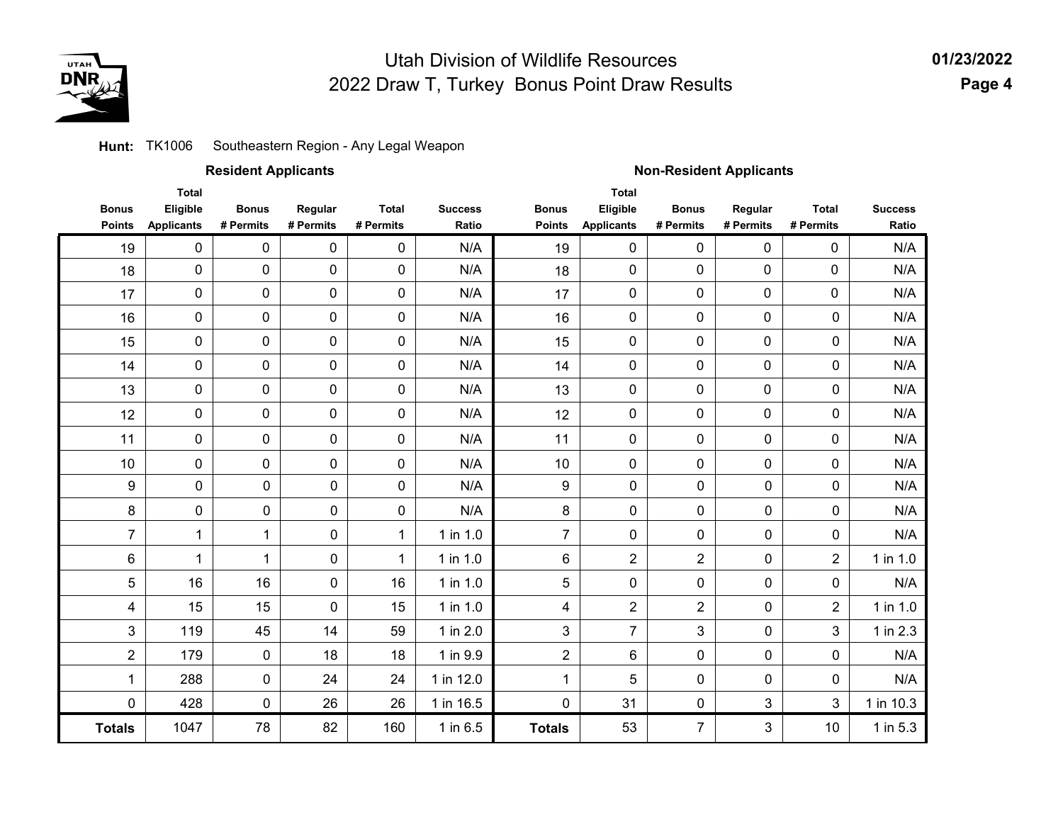# Utah Division of Wildlife Resources
## 2022 Draw T, Turkey Bonus Point Draw Results

**01/23/2022**

**Hunt:** TK1006 Southeastern Region - Any Legal Weapon

| Resident Applicants | | | | | | Non-Resident Applicants | | | | | |
|---|---|---|---|---|---|---|---|---|---|---|---|
| **Bonus Points** | **Total Eligible Applicants** | **Bonus # Permits** | **Regular # Permits** | **Total # Permits** | **Success Ratio** | **Bonus Points** | **Total Eligible Applicants** | **Bonus # Permits** | **Regular # Permits** | **Total # Permits** | **Success Ratio** |
| 19 | 0 | 0 | 0 | 0 | N/A | 19 | 0 | 0 | 0 | 0 | N/A |
| 18 | 0 | 0 | 0 | 0 | N/A | 18 | 0 | 0 | 0 | 0 | N/A |
| 17 | 0 | 0 | 0 | 0 | N/A | 17 | 0 | 0 | 0 | 0 | N/A |
| 16 | 0 | 0 | 0 | 0 | N/A | 16 | 0 | 0 | 0 | 0 | N/A |
| 15 | 0 | 0 | 0 | 0 | N/A | 15 | 0 | 0 | 0 | 0 | N/A |
| 14 | 0 | 0 | 0 | 0 | N/A | 14 | 0 | 0 | 0 | 0 | N/A |
| 13 | 0 | 0 | 0 | 0 | N/A | 13 | 0 | 0 | 0 | 0 | N/A |
| 12 | 0 | 0 | 0 | 0 | N/A | 12 | 0 | 0 | 0 | 0 | N/A |
| 11 | 0 | 0 | 0 | 0 | N/A | 11 | 0 | 0 | 0 | 0 | N/A |
| 10 | 0 | 0 | 0 | 0 | N/A | 10 | 0 | 0 | 0 | 0 | N/A |
| 9 | 0 | 0 | 0 | 0 | N/A | 9 | 0 | 0 | 0 | 0 | N/A |
| 8 | 0 | 0 | 0 | 0 | N/A | 8 | 0 | 0 | 0 | 0 | N/A |
| 7 | 1 | 1 | 0 | 1 | 1 in 1.0 | 7 | 0 | 0 | 0 | 0 | N/A |
| 6 | 1 | 1 | 0 | 1 | 1 in 1.0 | 6 | 2 | 2 | 0 | 2 | 1 in 1.0 |
| 5 | 16 | 16 | 0 | 16 | 1 in 1.0 | 5 | 0 | 0 | 0 | 0 | N/A |
| 4 | 15 | 15 | 0 | 15 | 1 in 1.0 | 4 | 2 | 2 | 0 | 2 | 1 in 1.0 |
| 3 | 119 | 45 | 14 | 59 | 1 in 2.0 | 3 | 7 | 3 | 0 | 3 | 1 in 2.3 |
| 2 | 179 | 0 | 18 | 18 | 1 in 9.9 | 2 | 6 | 0 | 0 | 0 | N/A |
| 1 | 288 | 0 | 24 | 24 | 1 in 12.0 | 1 | 5 | 0 | 0 | 0 | N/A |
| 0 | 428 | 0 | 26 | 26 | 1 in 16.5 | 0 | 31 | 0 | 3 | 3 | 1 in 10.3 |
| **Totals** | 1047 | 78 | 82 | 160 | 1 in 6.5 | **Totals** | 53 | 7 | 3 | 10 | 1 in 5.3 |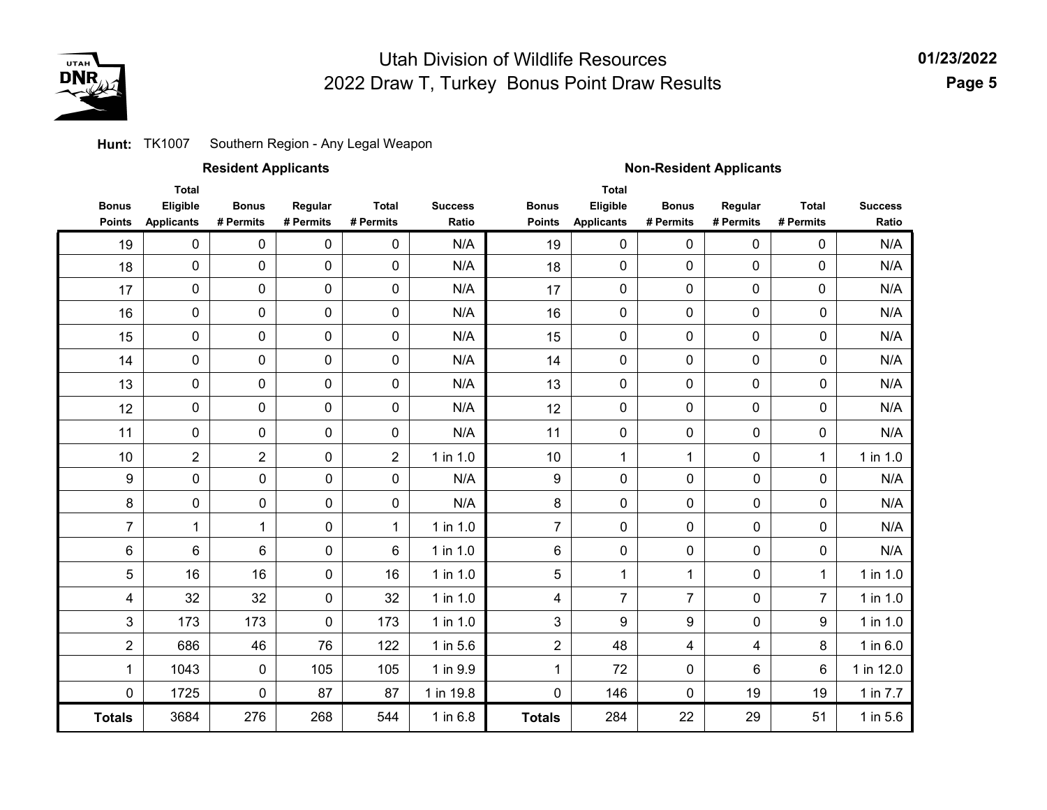# Utah Division of Wildlife Resources
## 2022 Draw T, Turkey Bonus Point Draw Results

01/23/2022

**Hunt:** TK1007 Southern Region - Any Legal Weapon

| Resident Applicants | | | | | | Non-Resident Applicants | | | | | |
|---|---|---|---|---|---|---|---|---|---|---|---|
| Bonus Points | Total Eligible Applicants | Bonus # Permits | Regular # Permits | Total # Permits | Success Ratio | Bonus Points | Total Eligible Applicants | Bonus # Permits | Regular # Permits | Total # Permits | Success Ratio |
| 19 | 0 | 0 | 0 | 0 | N/A | 19 | 0 | 0 | 0 | 0 | N/A |
| 18 | 0 | 0 | 0 | 0 | N/A | 18 | 0 | 0 | 0 | 0 | N/A |
| 17 | 0 | 0 | 0 | 0 | N/A | 17 | 0 | 0 | 0 | 0 | N/A |
| 16 | 0 | 0 | 0 | 0 | N/A | 16 | 0 | 0 | 0 | 0 | N/A |
| 15 | 0 | 0 | 0 | 0 | N/A | 15 | 0 | 0 | 0 | 0 | N/A |
| 14 | 0 | 0 | 0 | 0 | N/A | 14 | 0 | 0 | 0 | 0 | N/A |
| 13 | 0 | 0 | 0 | 0 | N/A | 13 | 0 | 0 | 0 | 0 | N/A |
| 12 | 0 | 0 | 0 | 0 | N/A | 12 | 0 | 0 | 0 | 0 | N/A |
| 11 | 0 | 0 | 0 | 0 | N/A | 11 | 0 | 0 | 0 | 0 | N/A |
| 10 | 2 | 2 | 0 | 2 | 1 in 1.0 | 10 | 1 | 1 | 0 | 1 | 1 in 1.0 |
| 9 | 0 | 0 | 0 | 0 | N/A | 9 | 0 | 0 | 0 | 0 | N/A |
| 8 | 0 | 0 | 0 | 0 | N/A | 8 | 0 | 0 | 0 | 0 | N/A |
| 7 | 1 | 1 | 0 | 1 | 1 in 1.0 | 7 | 0 | 0 | 0 | 0 | N/A |
| 6 | 6 | 6 | 0 | 6 | 1 in 1.0 | 6 | 0 | 0 | 0 | 0 | N/A |
| 5 | 16 | 16 | 0 | 16 | 1 in 1.0 | 5 | 1 | 1 | 0 | 1 | 1 in 1.0 |
| 4 | 32 | 32 | 0 | 32 | 1 in 1.0 | 4 | 7 | 7 | 0 | 7 | 1 in 1.0 |
| 3 | 173 | 173 | 0 | 173 | 1 in 1.0 | 3 | 9 | 9 | 0 | 9 | 1 in 1.0 |
| 2 | 686 | 46 | 76 | 122 | 1 in 5.6 | 2 | 48 | 4 | 4 | 8 | 1 in 6.0 |
| 1 | 1043 | 0 | 105 | 105 | 1 in 9.9 | 1 | 72 | 0 | 6 | 6 | 1 in 12.0 |
| 0 | 1725 | 0 | 87 | 87 | 1 in 19.8 | 0 | 146 | 0 | 19 | 19 | 1 in 7.7 |
| **Totals** | 3684 | 276 | 268 | 544 | 1 in 6.8 | **Totals** | 284 | 22 | 29 | 51 | 1 in 5.6 |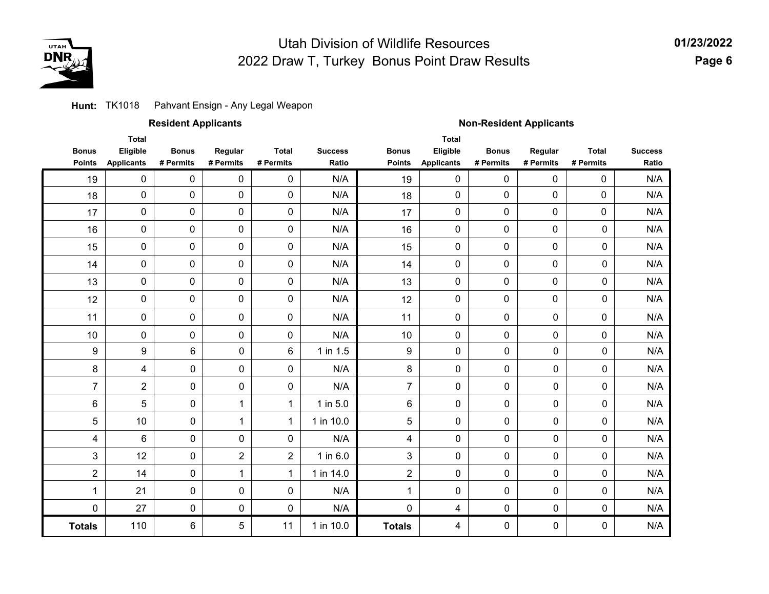# Utah Division of Wildlife Resources
## 2022 Draw T, Turkey Bonus Point Draw Results

**01/23/2022**

**Hunt:** TK1018 Pahvant Ensign - Any Legal Weapon

| Resident Applicants | | | | | | Non-Resident Applicants | | | | | |
|---|---|---|---|---|---|---|---|---|---|---|---|
| Bonus Points | Total Eligible Applicants | Bonus # Permits | Regular # Permits | Total # Permits | Success Ratio | Bonus Points | Total Eligible Applicants | Bonus # Permits | Regular # Permits | Total # Permits | Success Ratio |
| 19 | 0 | 0 | 0 | 0 | N/A | 19 | 0 | 0 | 0 | 0 | N/A |
| 18 | 0 | 0 | 0 | 0 | N/A | 18 | 0 | 0 | 0 | 0 | N/A |
| 17 | 0 | 0 | 0 | 0 | N/A | 17 | 0 | 0 | 0 | 0 | N/A |
| 16 | 0 | 0 | 0 | 0 | N/A | 16 | 0 | 0 | 0 | 0 | N/A |
| 15 | 0 | 0 | 0 | 0 | N/A | 15 | 0 | 0 | 0 | 0 | N/A |
| 14 | 0 | 0 | 0 | 0 | N/A | 14 | 0 | 0 | 0 | 0 | N/A |
| 13 | 0 | 0 | 0 | 0 | N/A | 13 | 0 | 0 | 0 | 0 | N/A |
| 12 | 0 | 0 | 0 | 0 | N/A | 12 | 0 | 0 | 0 | 0 | N/A |
| 11 | 0 | 0 | 0 | 0 | N/A | 11 | 0 | 0 | 0 | 0 | N/A |
| 10 | 0 | 0 | 0 | 0 | N/A | 10 | 0 | 0 | 0 | 0 | N/A |
| 9 | 9 | 6 | 0 | 6 | 1 in 1.5 | 9 | 0 | 0 | 0 | 0 | N/A |
| 8 | 4 | 0 | 0 | 0 | N/A | 8 | 0 | 0 | 0 | 0 | N/A |
| 7 | 2 | 0 | 0 | 0 | N/A | 7 | 0 | 0 | 0 | 0 | N/A |
| 6 | 5 | 0 | 1 | 1 | 1 in 5.0 | 6 | 0 | 0 | 0 | 0 | N/A |
| 5 | 10 | 0 | 1 | 1 | 1 in 10.0 | 5 | 0 | 0 | 0 | 0 | N/A |
| 4 | 6 | 0 | 0 | 0 | N/A | 4 | 0 | 0 | 0 | 0 | N/A |
| 3 | 12 | 0 | 2 | 2 | 1 in 6.0 | 3 | 0 | 0 | 0 | 0 | N/A |
| 2 | 14 | 0 | 1 | 1 | 1 in 14.0 | 2 | 0 | 0 | 0 | 0 | N/A |
| 1 | 21 | 0 | 0 | 0 | N/A | 1 | 0 | 0 | 0 | 0 | N/A |
| 0 | 27 | 0 | 0 | 0 | N/A | 0 | 4 | 0 | 0 | 0 | N/A |
| **Totals** | 110 | 6 | 5 | 11 | 1 in 10.0 | **Totals** | 4 | 0 | 0 | 0 | N/A |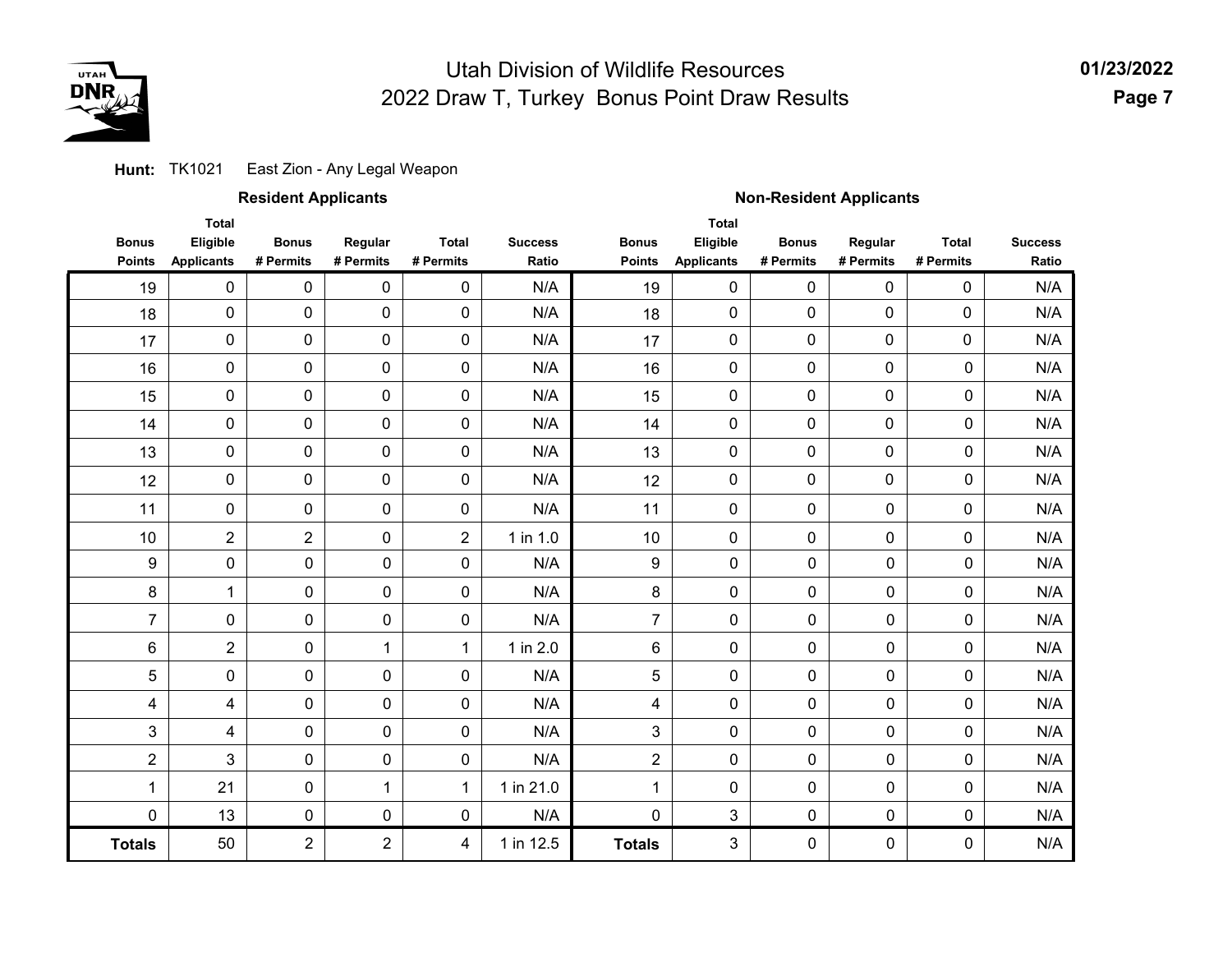# Utah Division of Wildlife Resources

## 2022 Draw T, Turkey Bonus Point Draw Results

**01/23/2022**

**Hunt:** TK1021 East Zion - Any Legal Weapon

| Resident Applicants | | | | | | Non-Resident Applicants | | | | | |
|---|---|---|---|---|---|---|---|---|---|---|---|
| Bonus Points | Total Eligible Applicants | Bonus # Permits | Regular # Permits | Total # Permits | Success Ratio | Bonus Points | Total Eligible Applicants | Bonus # Permits | Regular # Permits | Total # Permits | Success Ratio |
| 19 | 0 | 0 | 0 | 0 | N/A | 19 | 0 | 0 | 0 | 0 | N/A |
| 18 | 0 | 0 | 0 | 0 | N/A | 18 | 0 | 0 | 0 | 0 | N/A |
| 17 | 0 | 0 | 0 | 0 | N/A | 17 | 0 | 0 | 0 | 0 | N/A |
| 16 | 0 | 0 | 0 | 0 | N/A | 16 | 0 | 0 | 0 | 0 | N/A |
| 15 | 0 | 0 | 0 | 0 | N/A | 15 | 0 | 0 | 0 | 0 | N/A |
| 14 | 0 | 0 | 0 | 0 | N/A | 14 | 0 | 0 | 0 | 0 | N/A |
| 13 | 0 | 0 | 0 | 0 | N/A | 13 | 0 | 0 | 0 | 0 | N/A |
| 12 | 0 | 0 | 0 | 0 | N/A | 12 | 0 | 0 | 0 | 0 | N/A |
| 11 | 0 | 0 | 0 | 0 | N/A | 11 | 0 | 0 | 0 | 0 | N/A |
| 10 | 2 | 2 | 0 | 2 | 1 in 1.0 | 10 | 0 | 0 | 0 | 0 | N/A |
| 9 | 0 | 0 | 0 | 0 | N/A | 9 | 0 | 0 | 0 | 0 | N/A |
| 8 | 1 | 0 | 0 | 0 | N/A | 8 | 0 | 0 | 0 | 0 | N/A |
| 7 | 0 | 0 | 0 | 0 | N/A | 7 | 0 | 0 | 0 | 0 | N/A |
| 6 | 2 | 0 | 1 | 1 | 1 in 2.0 | 6 | 0 | 0 | 0 | 0 | N/A |
| 5 | 0 | 0 | 0 | 0 | N/A | 5 | 0 | 0 | 0 | 0 | N/A |
| 4 | 4 | 0 | 0 | 0 | N/A | 4 | 0 | 0 | 0 | 0 | N/A |
| 3 | 4 | 0 | 0 | 0 | N/A | 3 | 0 | 0 | 0 | 0 | N/A |
| 2 | 3 | 0 | 0 | 0 | N/A | 2 | 0 | 0 | 0 | 0 | N/A |
| 1 | 21 | 0 | 1 | 1 | 1 in 21.0 | 1 | 0 | 0 | 0 | 0 | N/A |
| 0 | 13 | 0 | 0 | 0 | N/A | 0 | 3 | 0 | 0 | 0 | N/A |
| **Totals** | 50 | 2 | 2 | 4 | 1 in 12.5 | **Totals** | 3 | 0 | 0 | 0 | N/A |